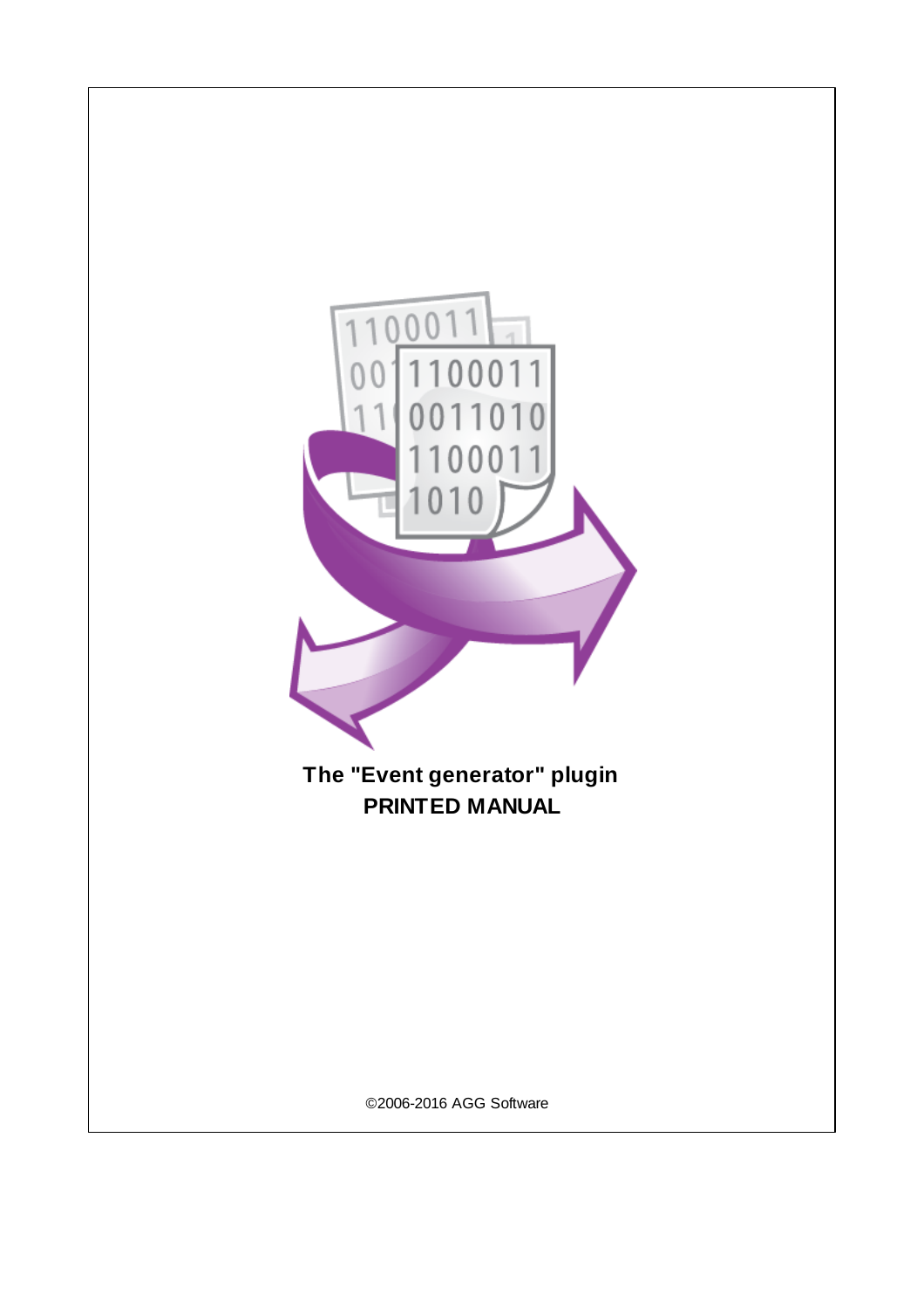# The "Event generator" plugin
# PRINTED MANUAL

©2006-2016 AGG Software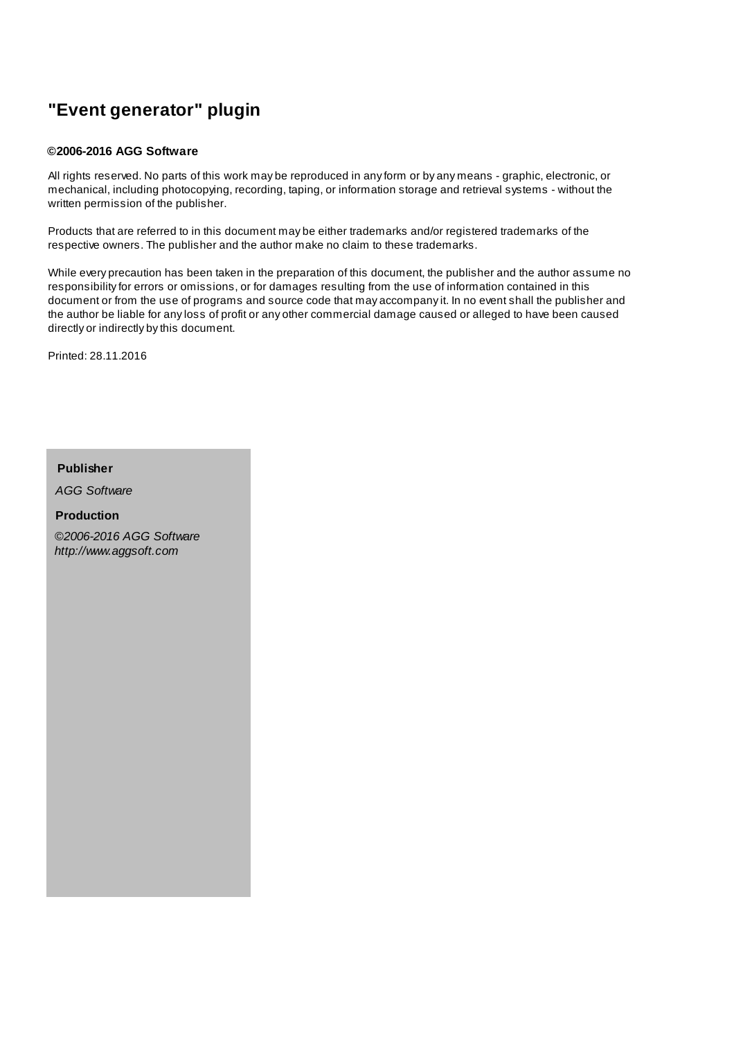# "Event generator" plugin

**©2006-2016 AGG Software**

All rights reserved. No parts of this work may be reproduced in any form or by any means - graphic, electronic, or mechanical, including photocopying, recording, taping, or information storage and retrieval systems - without the written permission of the publisher.

Products that are referred to in this document may be either trademarks and/or registered trademarks of the respective owners. The publisher and the author make no claim to these trademarks.

While every precaution has been taken in the preparation of this document, the publisher and the author assume no responsibility for errors or omissions, or for damages resulting from the use of information contained in this document or from the use of programs and source code that may accompany it. In no event shall the publisher and the author be liable for any loss of profit or any other commercial damage caused or alleged to have been caused directly or indirectly by this document.

Printed: 28.11.2016

**Publisher**

*AGG Software*

**Production**

*©2006-2016 AGG Software*
*http://www.aggsoft.com*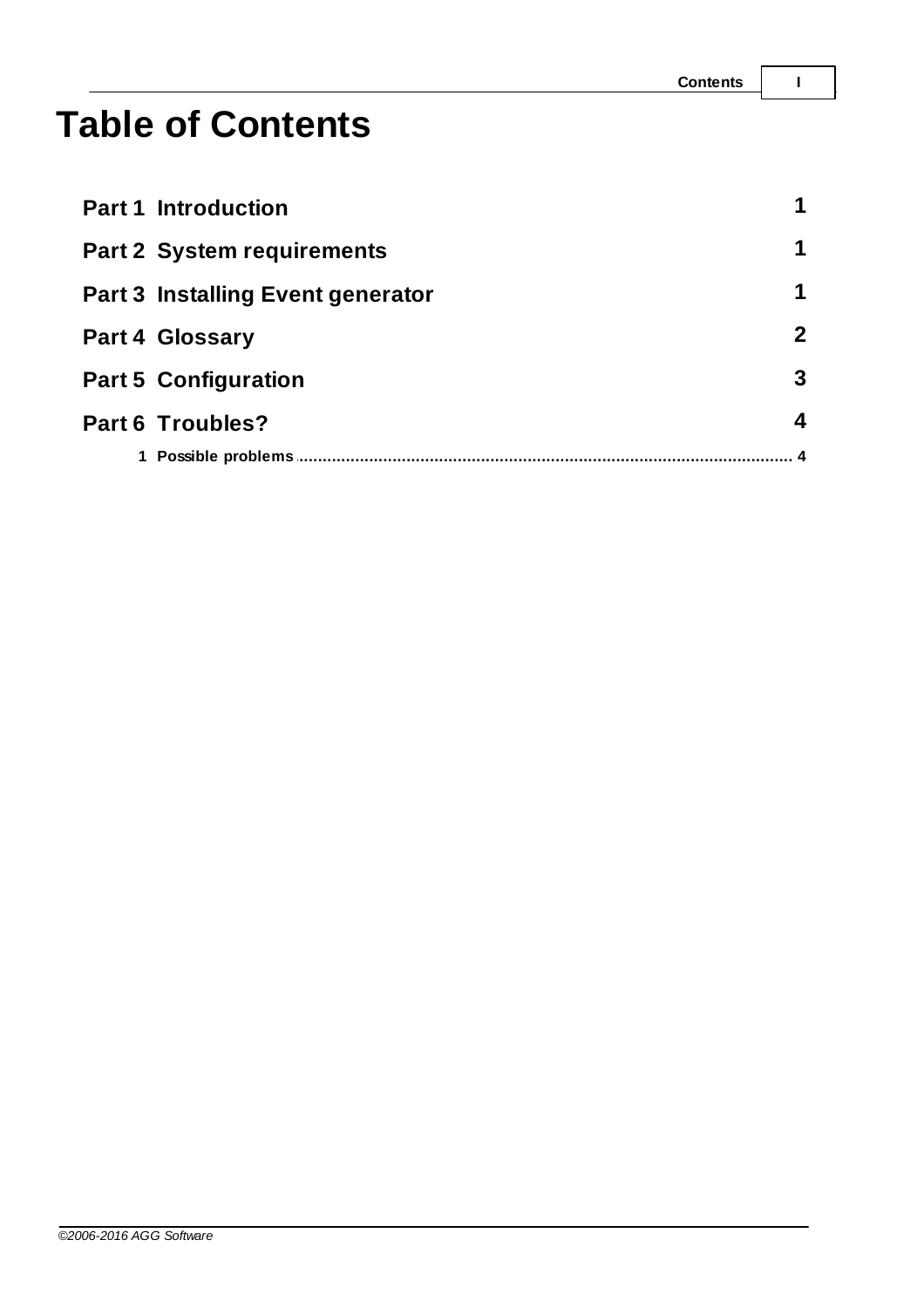# Table of Contents

| | |
|---|---|
| **Part 1 Introduction** | **1** |
| **Part 2 System requirements** | **1** |
| **Part 3 Installing Event generator** | **1** |
| **Part 4 Glossary** | **2** |
| **Part 5 Configuration** | **3** |
| **Part 6 Troubles?** | **4** |
| 1 Possible problems | 4 |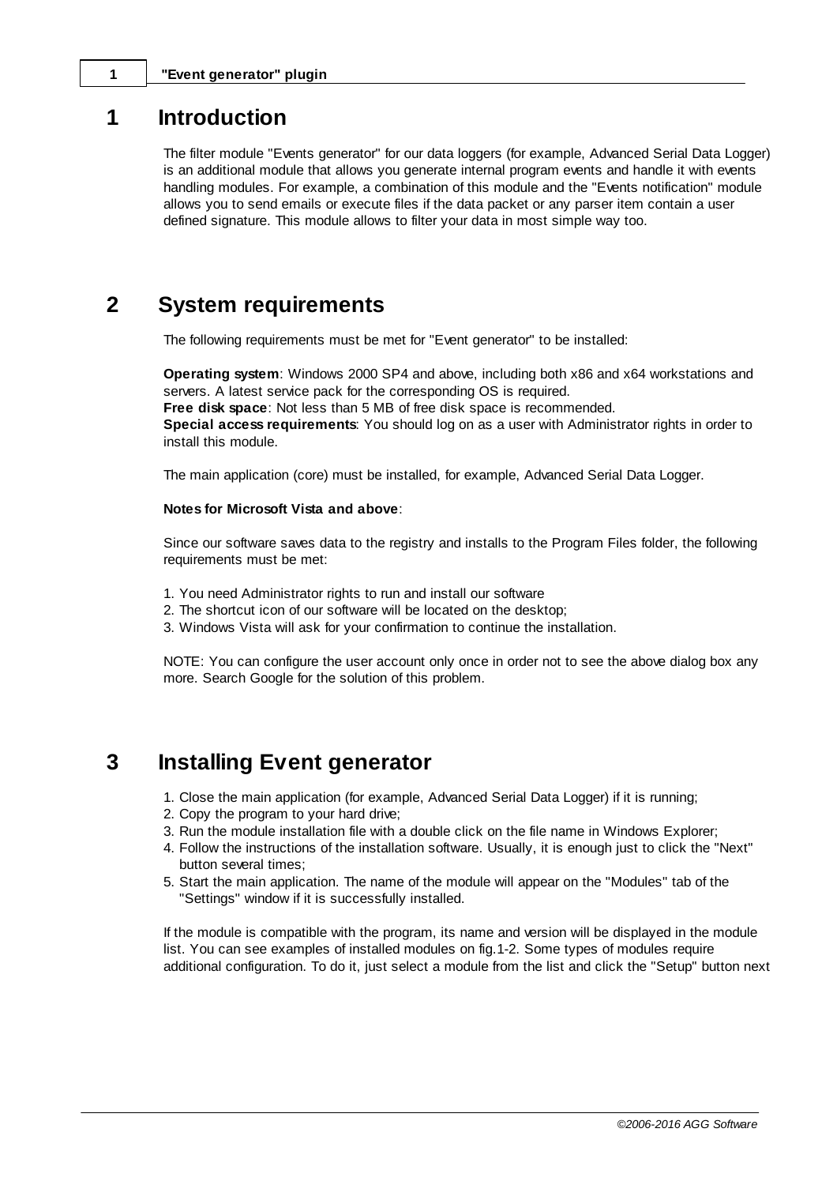# 1 Introduction

The filter module "Events generator" for our data loggers (for example, Advanced Serial Data Logger) is an additional module that allows you generate internal program events and handle it with events handling modules. For example, a combination of this module and the "Events notification" module allows you to send emails or execute files if the data packet or any parser item contain a user defined signature. This module allows to filter your data in most simple way too.

# 2 System requirements

The following requirements must be met for "Event generator" to be installed:

**Operating system**: Windows 2000 SP4 and above, including both x86 and x64 workstations and servers. A latest service pack for the corresponding OS is required.
**Free disk space**: Not less than 5 MB of free disk space is recommended.
**Special access requirements**: You should log on as a user with Administrator rights in order to install this module.

The main application (core) must be installed, for example, Advanced Serial Data Logger.

**Notes for Microsoft Vista and above**:

Since our software saves data to the registry and installs to the Program Files folder, the following requirements must be met:

1. You need Administrator rights to run and install our software
2. The shortcut icon of our software will be located on the desktop;
3. Windows Vista will ask for your confirmation to continue the installation.

NOTE: You can configure the user account only once in order not to see the above dialog box any more. Search Google for the solution of this problem.

# 3 Installing Event generator

1. Close the main application (for example, Advanced Serial Data Logger) if it is running;
2. Copy the program to your hard drive;
3. Run the module installation file with a double click on the file name in Windows Explorer;
4. Follow the instructions of the installation software. Usually, it is enough just to click the "Next" button several times;
5. Start the main application. The name of the module will appear on the "Modules" tab of the "Settings" window if it is successfully installed.

If the module is compatible with the program, its name and version will be displayed in the module list. You can see examples of installed modules on fig.1-2. Some types of modules require additional configuration. To do it, just select a module from the list and click the "Setup" button next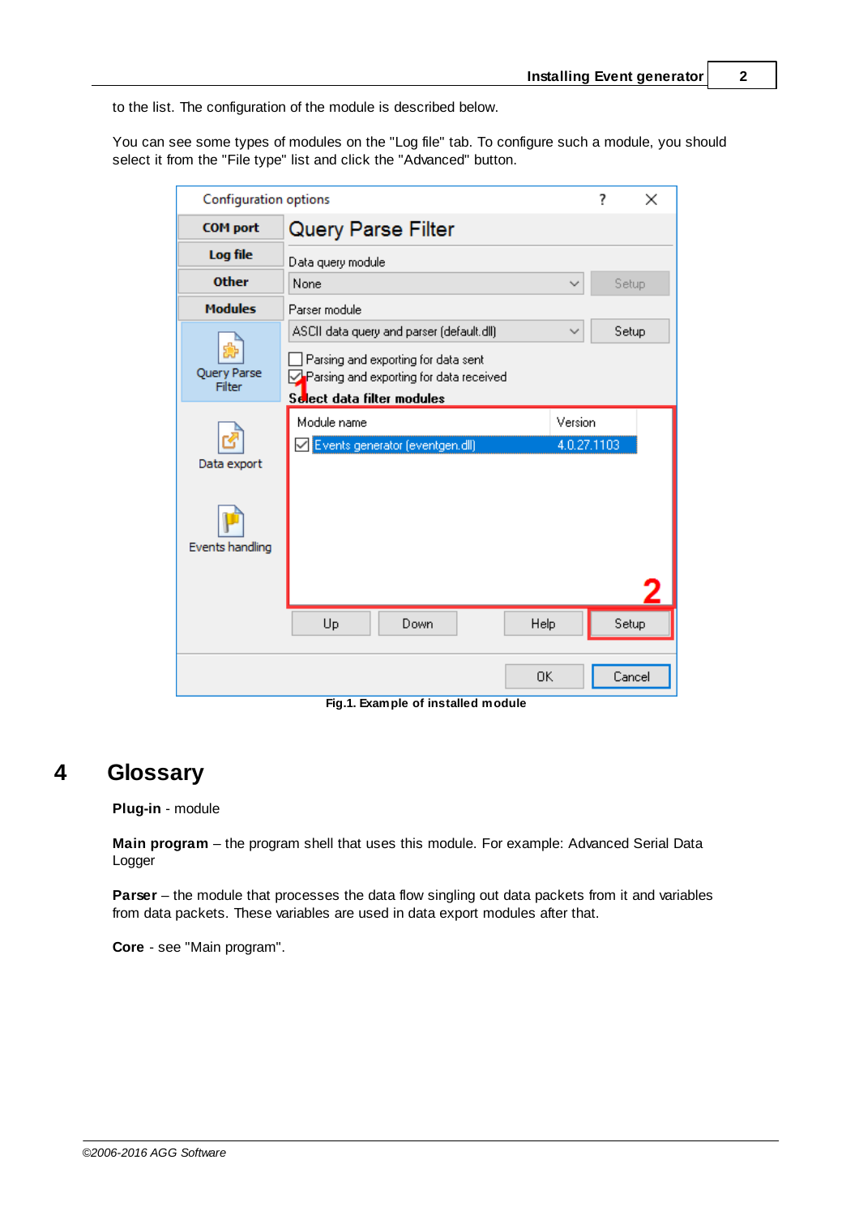to the list. The configuration of the module is described below.

You can see some types of modules on the "Log file" tab. To configure such a module, you should select it from the "File type" list and click the "Advanced" button.

**Fig.1. Example of installed module**

# 4 Glossary

**Plug-in** - module

**Main program** – the program shell that uses this module. For example: Advanced Serial Data Logger

**Parser** – the module that processes the data flow singling out data packets from it and variables from data packets. These variables are used in data export modules after that.

**Core** - see "Main program".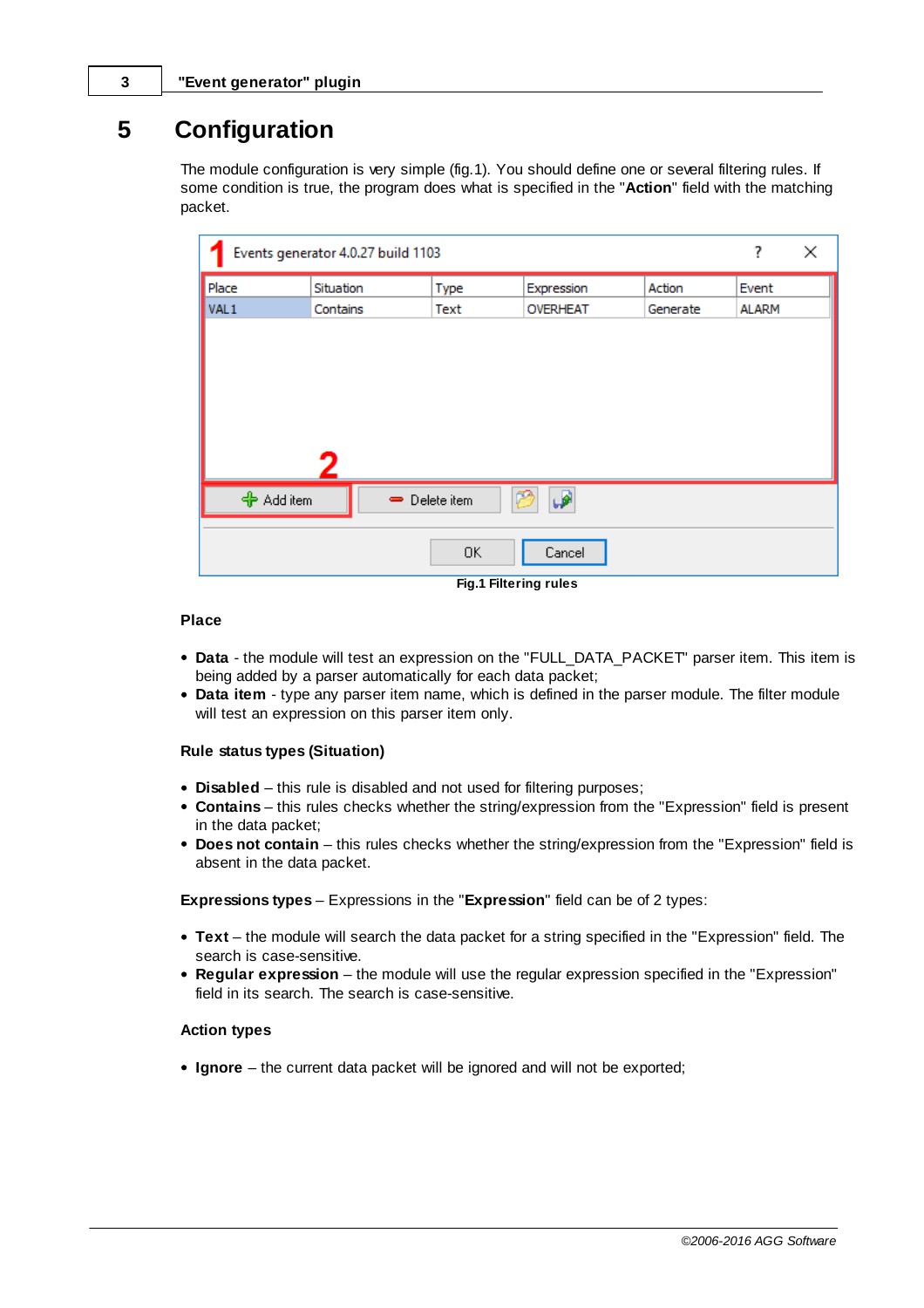# 5 Configuration

The module configuration is very simple (fig.1). You should define one or several filtering rules. If some condition is true, the program does what is specified in the "**Action**" field with the matching packet.

Fig.1 Filtering rules

**Place**

- **Data** - the module will test an expression on the "FULL_DATA_PACKET" parser item. This item is being added by a parser automatically for each data packet;
- **Data item** - type any parser item name, which is defined in the parser module. The filter module will test an expression on this parser item only.

**Rule status types (Situation)**

- **Disabled** – this rule is disabled and not used for filtering purposes;
- **Contains** – this rules checks whether the string/expression from the "Expression" field is present in the data packet;
- **Does not contain** – this rules checks whether the string/expression from the "Expression" field is absent in the data packet.

**Expressions types** – Expressions in the "**Expression**" field can be of 2 types:

- **Text** – the module will search the data packet for a string specified in the "Expression" field. The search is case-sensitive.
- **Regular expression** – the module will use the regular expression specified in the "Expression" field in its search. The search is case-sensitive.

**Action types**

- **Ignore** – the current data packet will be ignored and will not be exported;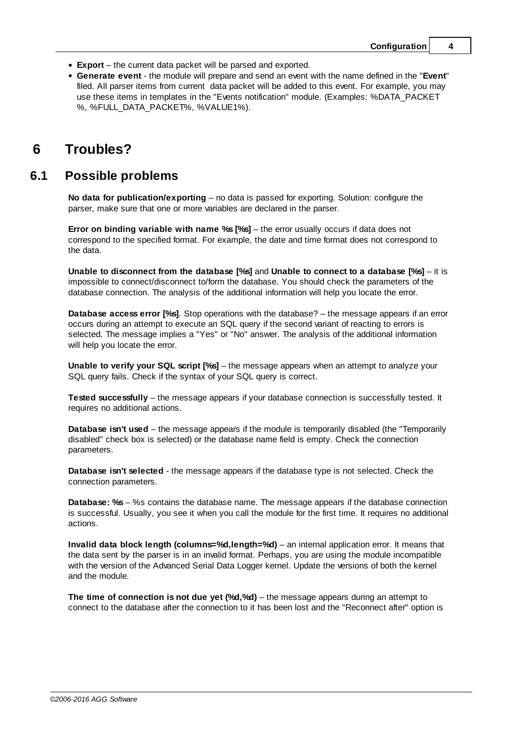- **Export** – the current data packet will be parsed and exported.
- **Generate event** - the module will prepare and send an event with the name defined in the "**Event**" filed. All parser items from current data packet will be added to this event. For example, you may use these items in templates in the "Events notification" module. (Examples: %DATA_PACKET %, %FULL_DATA_PACKET%, %VALUE1%).

# 6 Troubles?

## 6.1 Possible problems

**No data for publication/exporting** – no data is passed for exporting. Solution: configure the parser, make sure that one or more variables are declared in the parser.

**Error on binding variable with name %s [%s]** – the error usually occurs if data does not correspond to the specified format. For example, the date and time format does not correspond to the data.

**Unable to disconnect from the database [%s]** and **Unable to connect to a database [%s]** – it is impossible to connect/disconnect to/form the database. You should check the parameters of the database connection. The analysis of the additional information will help you locate the error.

**Database access error [%s]**. Stop operations with the database? – the message appears if an error occurs during an attempt to execute an SQL query if the second variant of reacting to errors is selected. The message implies a "Yes" or "No" answer. The analysis of the additional information will help you locate the error.

**Unable to verify your SQL script [%s]** – the message appears when an attempt to analyze your SQL query fails. Check if the syntax of your SQL query is correct.

**Tested successfully** – the message appears if your database connection is successfully tested. It requires no additional actions.

**Database isn't used** – the message appears if the module is temporarily disabled (the "Temporarily disabled" check box is selected) or the database name field is empty. Check the connection parameters.

**Database isn't selected** - the message appears if the database type is not selected. Check the connection parameters.

**Database: %s** – %s contains the database name. The message appears if the database connection is successful. Usually, you see it when you call the module for the first time. It requires no additional actions.

**Invalid data block length (columns=%d,length=%d)** – an internal application error. It means that the data sent by the parser is in an invalid format. Perhaps, you are using the module incompatible with the version of the Advanced Serial Data Logger kernel. Update the versions of both the kernel and the module.

**The time of connection is not due yet (%d,%d)** – the message appears during an attempt to connect to the database after the connection to it has been lost and the "Reconnect after" option is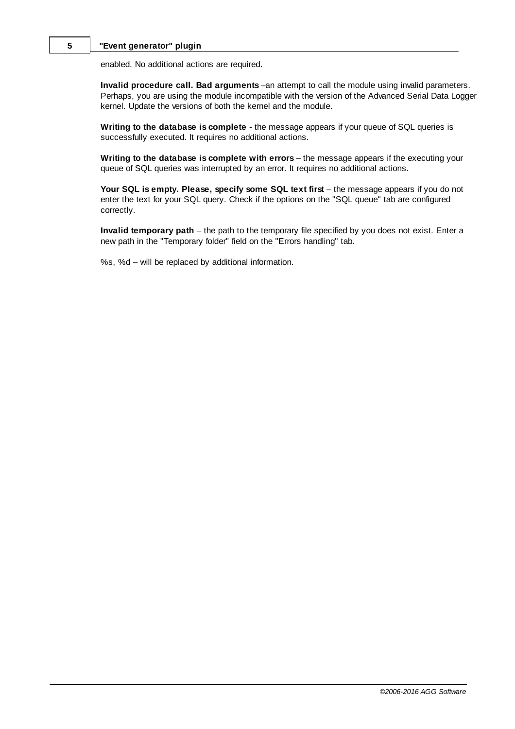enabled. No additional actions are required.

**Invalid procedure call. Bad arguments** –an attempt to call the module using invalid parameters. Perhaps, you are using the module incompatible with the version of the Advanced Serial Data Logger kernel. Update the versions of both the kernel and the module.

**Writing to the database is complete** - the message appears if your queue of SQL queries is successfully executed. It requires no additional actions.

**Writing to the database is complete with errors** – the message appears if the executing your queue of SQL queries was interrupted by an error. It requires no additional actions.

**Your SQL is empty. Please, specify some SQL text first** – the message appears if you do not enter the text for your SQL query. Check if the options on the "SQL queue" tab are configured correctly.

**Invalid temporary path** – the path to the temporary file specified by you does not exist. Enter a new path in the "Temporary folder" field on the "Errors handling" tab.

%s, %d – will be replaced by additional information.